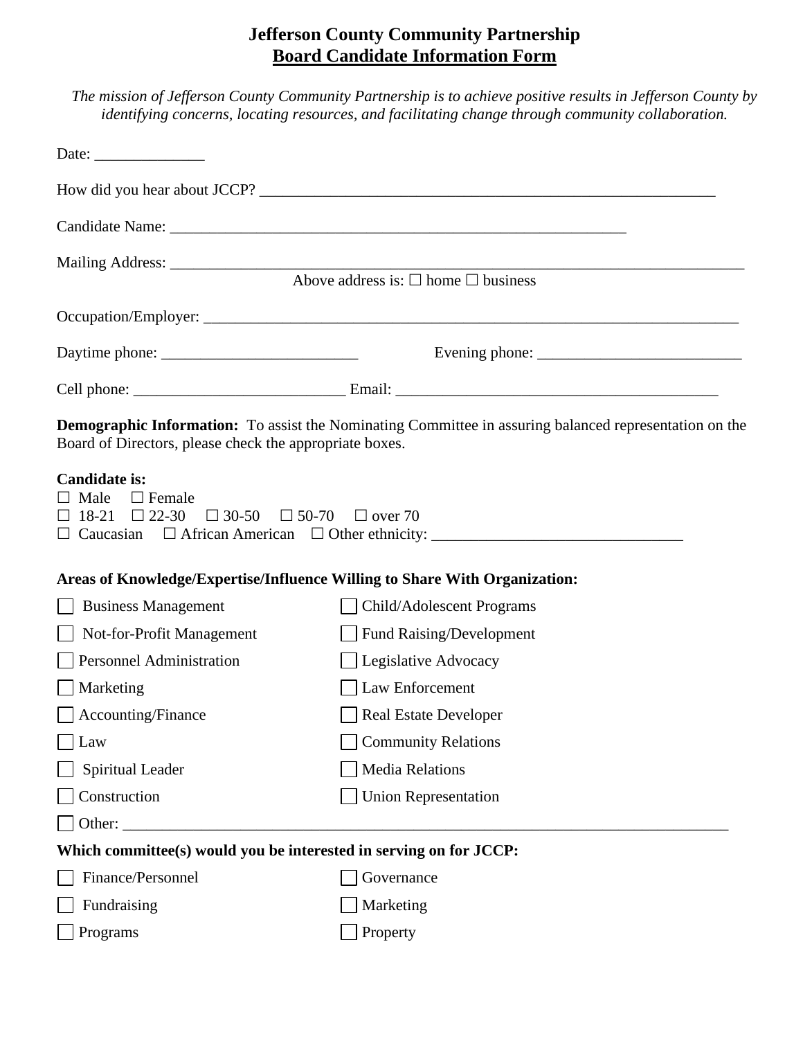# Jefferson County Community Partnership
## Board Candidate Information Form

*The mission of Jefferson County Community Partnership is to achieve positive results in Jefferson County by identifying concerns, locating resources, and facilitating change through community collaboration.*

Date: ______________

How did you hear about JCCP? ____________________________________________________________

Candidate Name: ____________________________________________________________

Mailing Address: ____________________________________________________________________________

Above address is: ☐ home ☐ business

Occupation/Employer: ______________________________________________________________________

Daytime phone: _________________________ Evening phone: __________________________

Cell phone: ___________________________ Email: __________________________________________

**Demographic Information:** To assist the Nominating Committee in assuring balanced representation on the Board of Directors, please check the appropriate boxes.

**Candidate is:**

☐ Male ☐ Female

☐ 18-21 ☐ 22-30 ☐ 30-50 ☐ 50-70 ☐ over 70

☐ Caucasian ☐ African American ☐ Other ethnicity: ________________________________

**Areas of Knowledge/Expertise/Influence Willing to Share With Organization:**

☐ Business Management

☐ Child/Adolescent Programs

☐ Not-for-Profit Management

☐ Fund Raising/Development

☐ Personnel Administration

☐ Legislative Advocacy

☐ Marketing

☐ Law Enforcement

☐ Accounting/Finance

☐ Real Estate Developer

☐ Law

☐ Community Relations

☐ Spiritual Leader

☐ Media Relations

☐ Construction

☐ Union Representation

☐ Other: ________________________________________________________________________________

**Which committee(s) would you be interested in serving on for JCCP:**

☐ Finance/Personnel

☐ Governance

☐ Fundraising

☐ Marketing

☐ Programs

☐ Property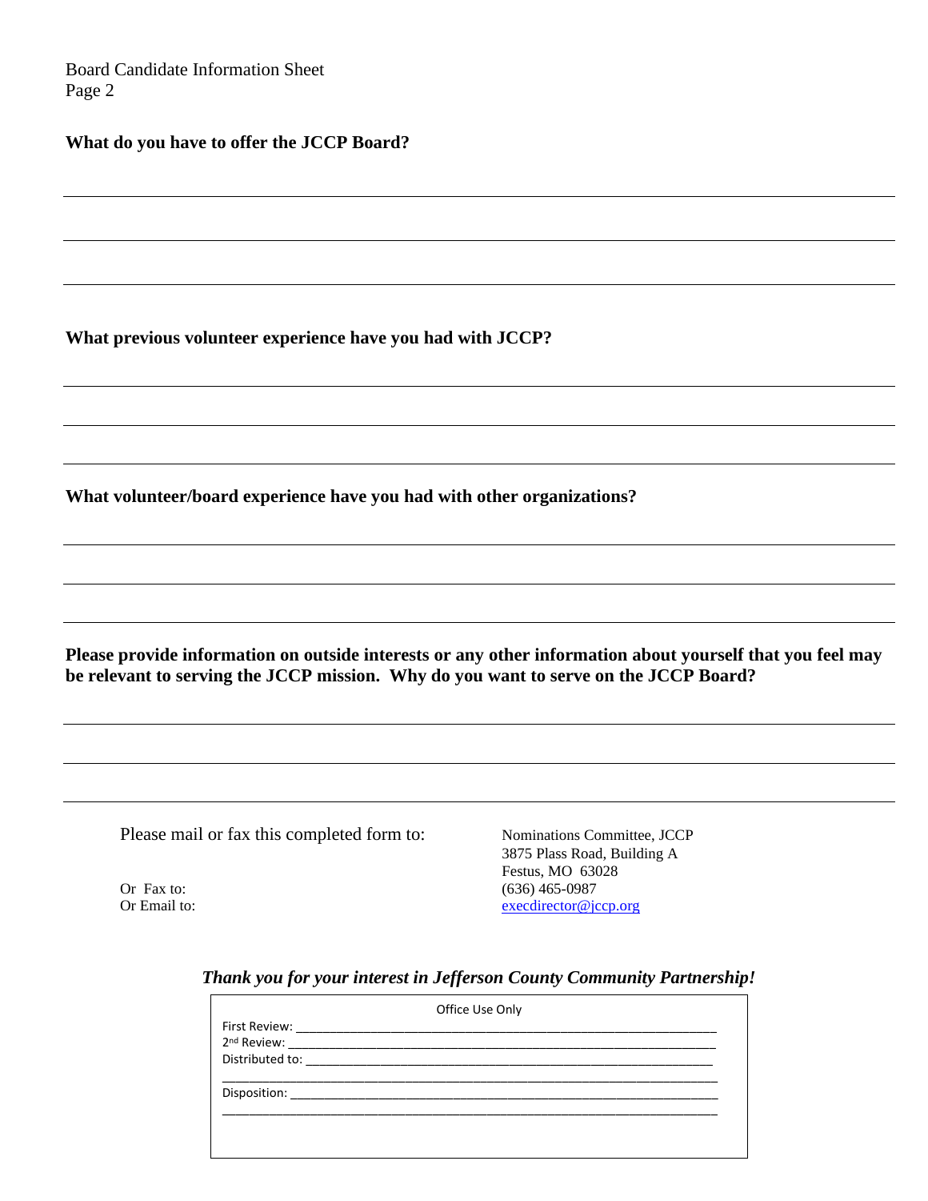Board Candidate Information Sheet
Page 2

**What do you have to offer the JCCP Board?**

______________________________________________________________________________

______________________________________________________________________________

______________________________________________________________________________

**What previous volunteer experience have you had with JCCP?**

______________________________________________________________________________

______________________________________________________________________________

______________________________________________________________________________

**What volunteer/board experience have you had with other organizations?**

______________________________________________________________________________

______________________________________________________________________________

______________________________________________________________________________

**Please provide information on outside interests or any other information about yourself that you feel may be relevant to serving the JCCP mission. Why do you want to serve on the JCCP Board?**

______________________________________________________________________________

______________________________________________________________________________

______________________________________________________________________________

Please mail or fax this completed form to:

Nominations Committee, JCCP
3875 Plass Road, Building A
Festus, MO 63028

Or Fax to: (636) 465-0987

Or Email to: execdirector@jccp.org

***Thank you for your interest in Jefferson County Community Partnership!***

Office Use Only

First Review: ______________________________________________

2nd Review: ______________________________________________

Distributed to: ______________________________________________

______________________________________________

Disposition: ______________________________________________

______________________________________________